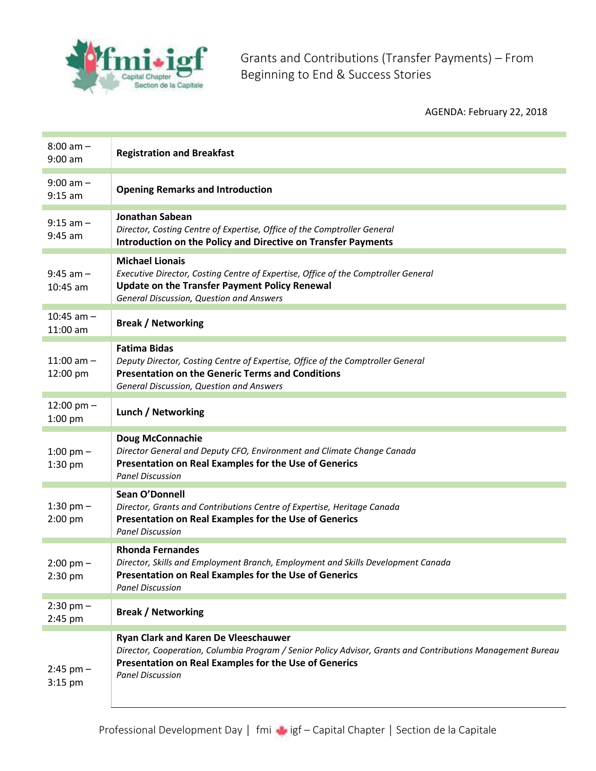# Grants and Contributions (Transfer Payments) – From Beginning to End & Success Stories

AGENDA: February 22, 2018

| Time | Session |
|---|---|
| 8:00 am – 9:00 am | **Registration and Breakfast** |
| 9:00 am – 9:15 am | **Opening Remarks and Introduction** |
| 9:15 am – 9:45 am | **Jonathan Sabean**<br>*Director, Costing Centre of Expertise, Office of the Comptroller General*<br>**Introduction on the Policy and Directive on Transfer Payments** |
| 9:45 am – 10:45 am | **Michael Lionais**<br>*Executive Director, Costing Centre of Expertise, Office of the Comptroller General*<br>**Update on the Transfer Payment Policy Renewal**<br>*General Discussion, Question and Answers* |
| 10:45 am – 11:00 am | **Break / Networking** |
| 11:00 am – 12:00 pm | **Fatima Bidas**<br>*Deputy Director, Costing Centre of Expertise, Office of the Comptroller General*<br>**Presentation on the Generic Terms and Conditions**<br>*General Discussion, Question and Answers* |
| 12:00 pm – 1:00 pm | **Lunch / Networking** |
| 1:00 pm – 1:30 pm | **Doug McConnachie**<br>*Director General and Deputy CFO, Environment and Climate Change Canada*<br>**Presentation on Real Examples for the Use of Generics**<br>*Panel Discussion* |
| 1:30 pm – 2:00 pm | **Sean O'Donnell**<br>*Director, Grants and Contributions Centre of Expertise, Heritage Canada*<br>**Presentation on Real Examples for the Use of Generics**<br>*Panel Discussion* |
| 2:00 pm – 2:30 pm | **Rhonda Fernandes**<br>*Director, Skills and Employment Branch, Employment and Skills Development Canada*<br>**Presentation on Real Examples for the Use of Generics**<br>*Panel Discussion* |
| 2:30 pm – 2:45 pm | **Break / Networking** |
| 2:45 pm – 3:15 pm | **Ryan Clark and Karen De Vleeschauwer**<br>*Director, Cooperation, Columbia Program / Senior Policy Advisor, Grants and Contributions Management Bureau*<br>**Presentation on Real Examples for the Use of Generics**<br>*Panel Discussion* |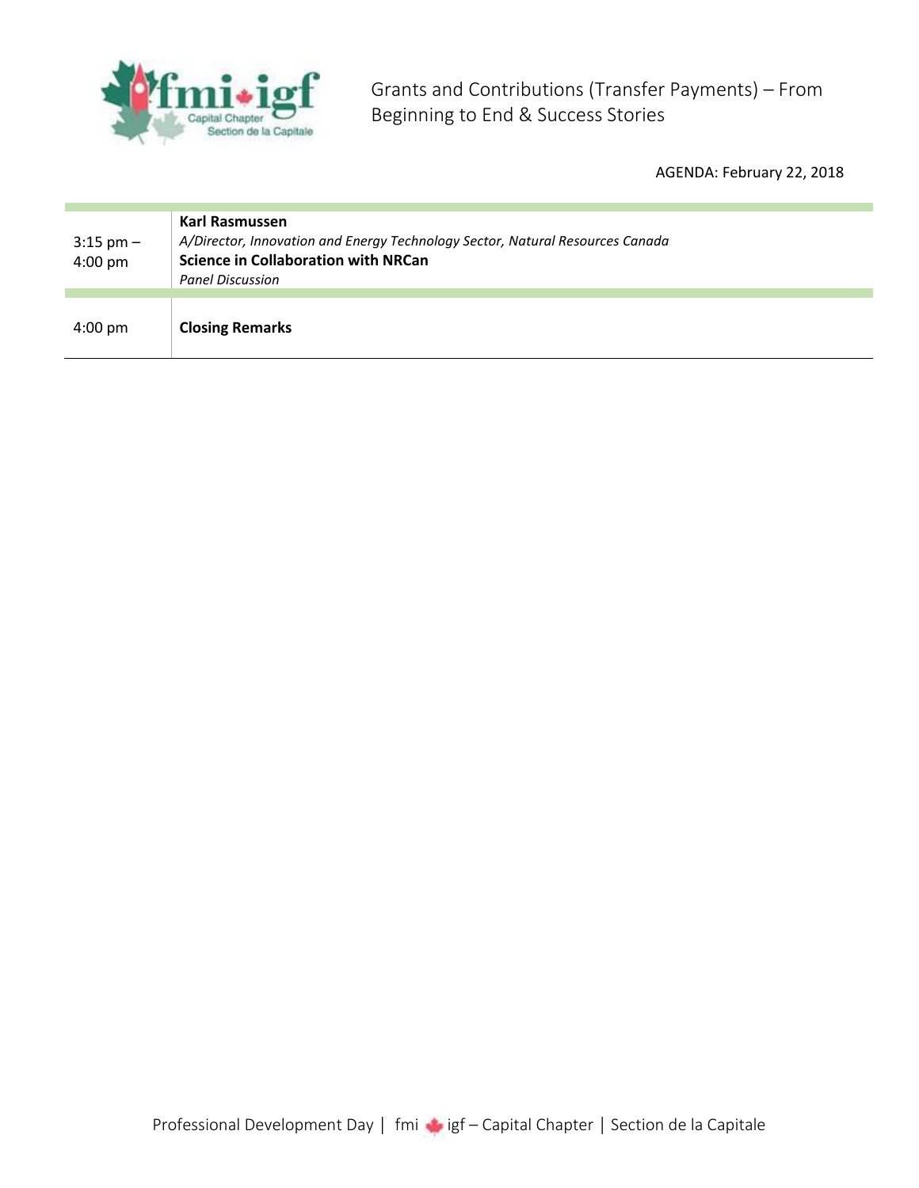Grants and Contributions (Transfer Payments) – From Beginning to End & Success Stories

AGENDA: February 22, 2018

| | |
|---|---|
| 3:15 pm – 4:00 pm | **Karl Rasmussen**<br>*A/Director, Innovation and Energy Technology Sector, Natural Resources Canada*<br>**Science in Collaboration with NRCan**<br>*Panel Discussion* |
| 4:00 pm | **Closing Remarks** |